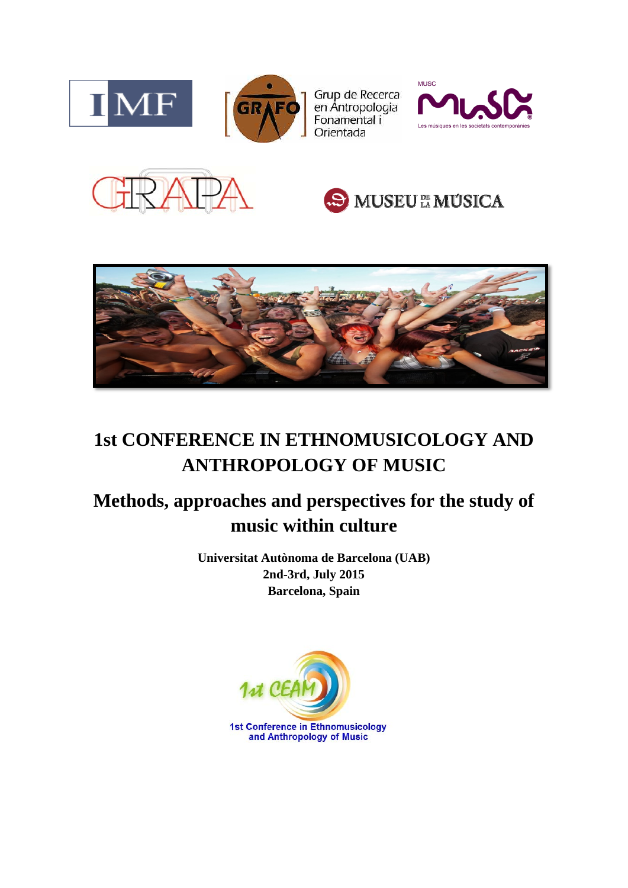# 1st CONFERENCE IN ETHNOMUSICOLOGY AND ANTHROPOLOGY OF MUSIC

## Methods, approaches and perspectives for the study of music within culture

**Universitat Autònoma de Barcelona (UAB)**
**2nd-3rd, July 2015**
**Barcelona, Spain**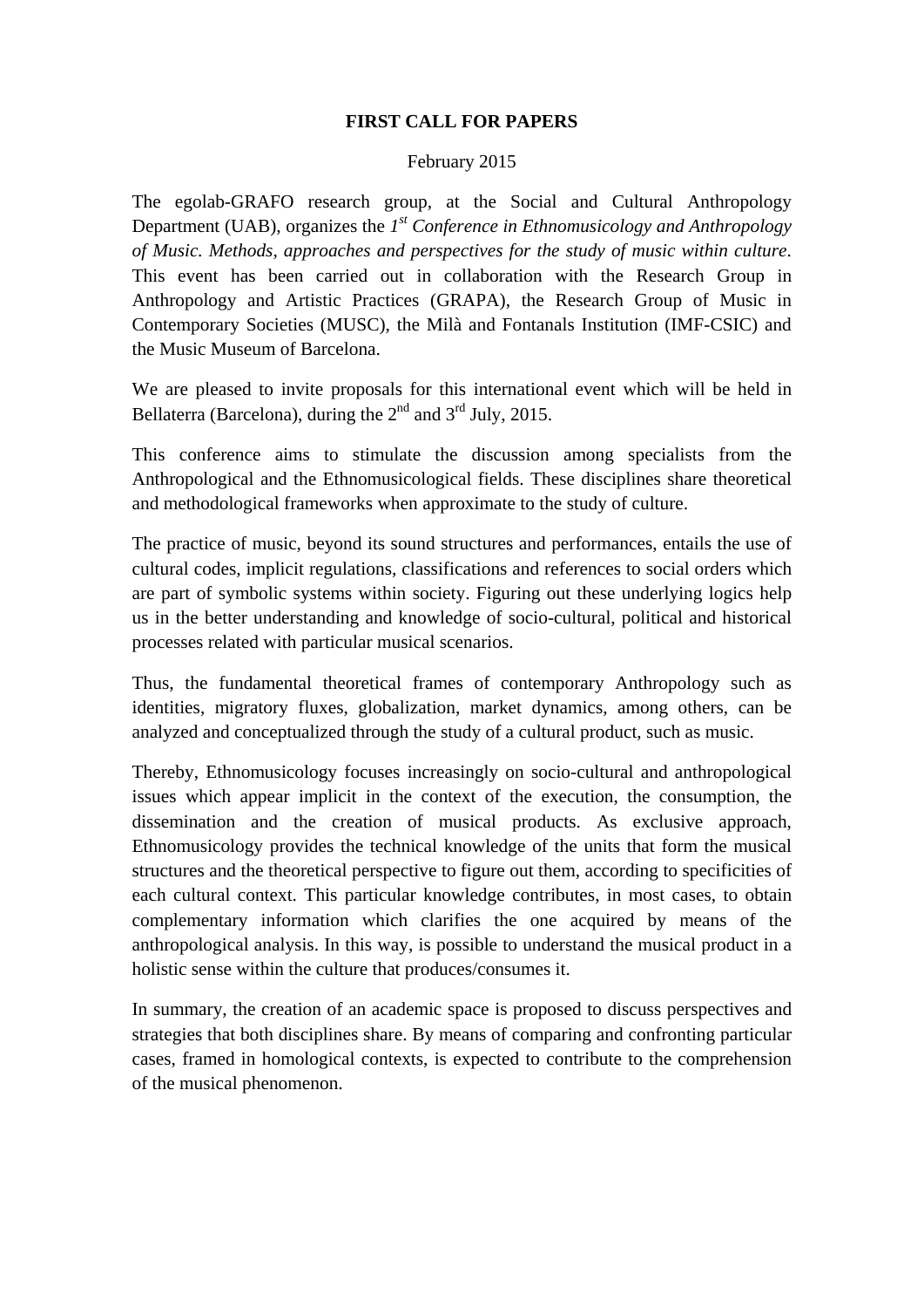**FIRST CALL FOR PAPERS**

February 2015

The egolab-GRAFO research group, at the Social and Cultural Anthropology Department (UAB), organizes the *1st Conference in Ethnomusicology and Anthropology of Music. Methods, approaches and perspectives for the study of music within culture*. This event has been carried out in collaboration with the Research Group in Anthropology and Artistic Practices (GRAPA), the Research Group of Music in Contemporary Societies (MUSC), the Milà and Fontanals Institution (IMF-CSIC) and the Music Museum of Barcelona.

We are pleased to invite proposals for this international event which will be held in Bellaterra (Barcelona), during the 2nd and 3rd July, 2015.

This conference aims to stimulate the discussion among specialists from the Anthropological and the Ethnomusicological fields. These disciplines share theoretical and methodological frameworks when approximate to the study of culture.

The practice of music, beyond its sound structures and performances, entails the use of cultural codes, implicit regulations, classifications and references to social orders which are part of symbolic systems within society. Figuring out these underlying logics help us in the better understanding and knowledge of socio-cultural, political and historical processes related with particular musical scenarios.

Thus, the fundamental theoretical frames of contemporary Anthropology such as identities, migratory fluxes, globalization, market dynamics, among others, can be analyzed and conceptualized through the study of a cultural product, such as music.

Thereby, Ethnomusicology focuses increasingly on socio-cultural and anthropological issues which appear implicit in the context of the execution, the consumption, the dissemination and the creation of musical products. As exclusive approach, Ethnomusicology provides the technical knowledge of the units that form the musical structures and the theoretical perspective to figure out them, according to specificities of each cultural context. This particular knowledge contributes, in most cases, to obtain complementary information which clarifies the one acquired by means of the anthropological analysis. In this way, is possible to understand the musical product in a holistic sense within the culture that produces/consumes it.

In summary, the creation of an academic space is proposed to discuss perspectives and strategies that both disciplines share. By means of comparing and confronting particular cases, framed in homological contexts, is expected to contribute to the comprehension of the musical phenomenon.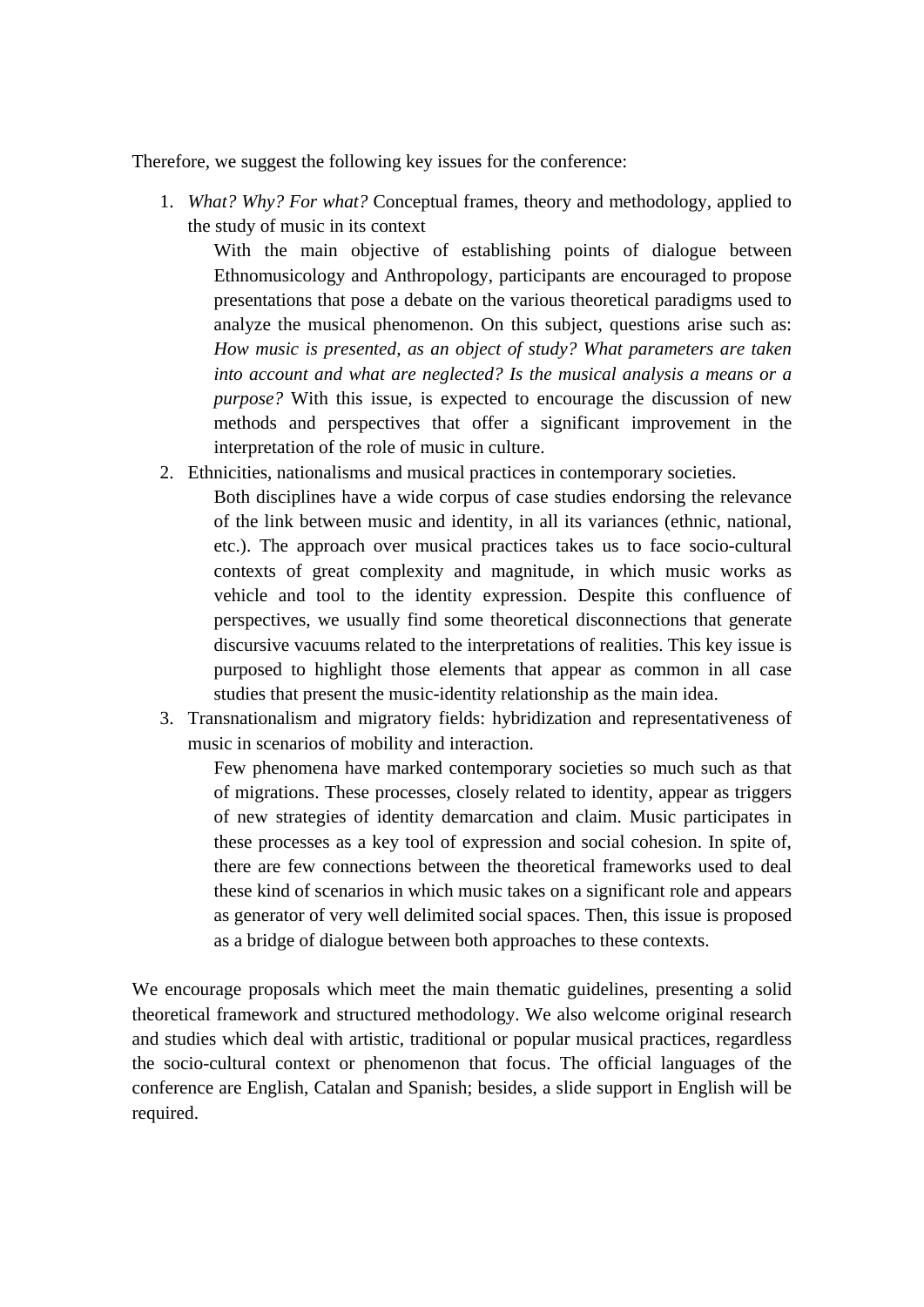Therefore, we suggest the following key issues for the conference:

1. *What? Why? For what?* Conceptual frames, theory and methodology, applied to the study of music in its context

   With the main objective of establishing points of dialogue between Ethnomusicology and Anthropology, participants are encouraged to propose presentations that pose a debate on the various theoretical paradigms used to analyze the musical phenomenon. On this subject, questions arise such as: *How music is presented, as an object of study? What parameters are taken into account and what are neglected? Is the musical analysis a means or a purpose?* With this issue, is expected to encourage the discussion of new methods and perspectives that offer a significant improvement in the interpretation of the role of music in culture.

2. Ethnicities, nationalisms and musical practices in contemporary societies.

   Both disciplines have a wide corpus of case studies endorsing the relevance of the link between music and identity, in all its variances (ethnic, national, etc.). The approach over musical practices takes us to face socio-cultural contexts of great complexity and magnitude, in which music works as vehicle and tool to the identity expression. Despite this confluence of perspectives, we usually find some theoretical disconnections that generate discursive vacuums related to the interpretations of realities. This key issue is purposed to highlight those elements that appear as common in all case studies that present the music-identity relationship as the main idea.

3. Transnationalism and migratory fields: hybridization and representativeness of music in scenarios of mobility and interaction.

   Few phenomena have marked contemporary societies so much such as that of migrations. These processes, closely related to identity, appear as triggers of new strategies of identity demarcation and claim. Music participates in these processes as a key tool of expression and social cohesion. In spite of, there are few connections between the theoretical frameworks used to deal these kind of scenarios in which music takes on a significant role and appears as generator of very well delimited social spaces. Then, this issue is proposed as a bridge of dialogue between both approaches to these contexts.

We encourage proposals which meet the main thematic guidelines, presenting a solid theoretical framework and structured methodology. We also welcome original research and studies which deal with artistic, traditional or popular musical practices, regardless the socio-cultural context or phenomenon that focus. The official languages of the conference are English, Catalan and Spanish; besides, a slide support in English will be required.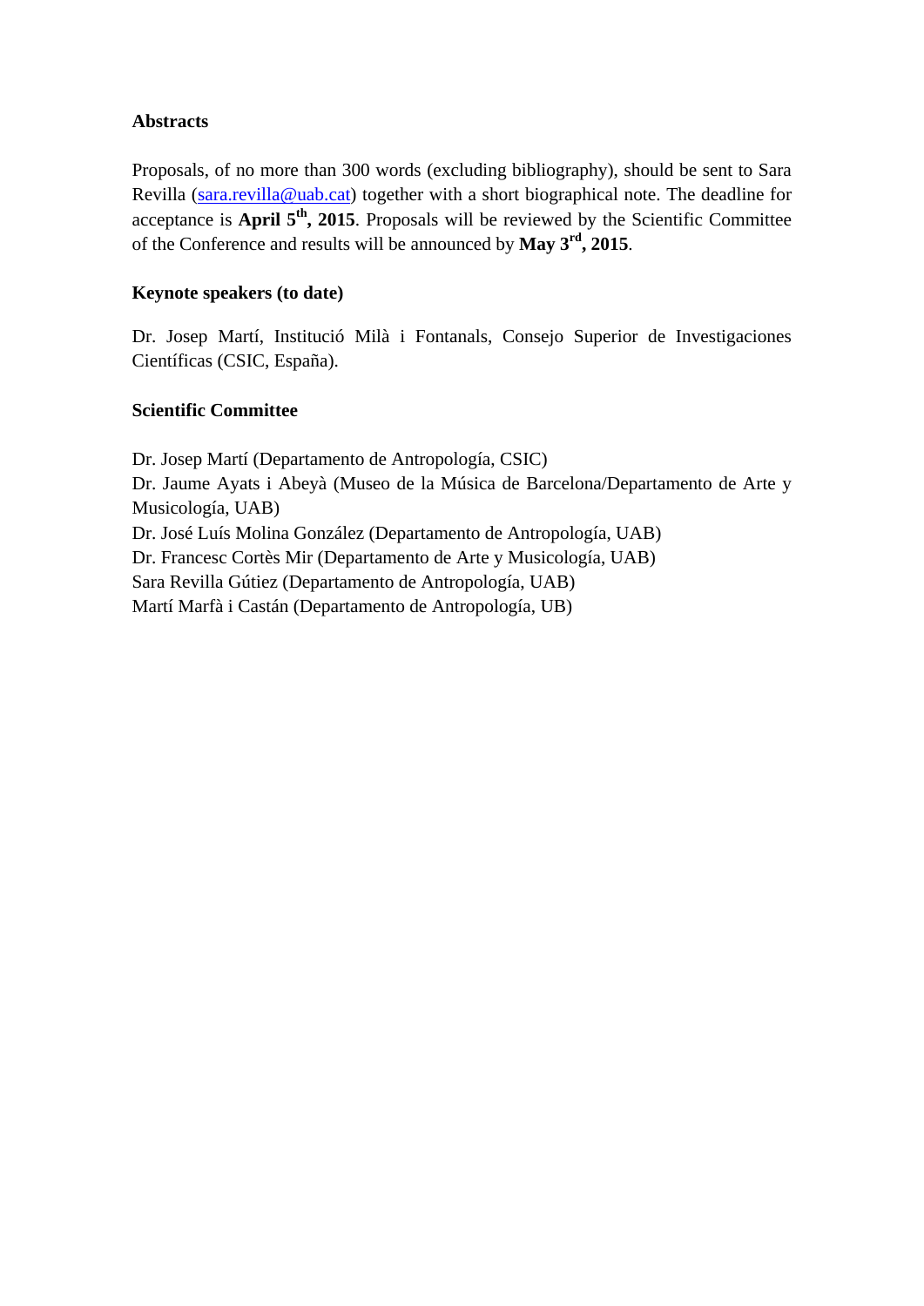**Abstracts**

Proposals, of no more than 300 words (excluding bibliography), should be sent to Sara Revilla (sara.revilla@uab.cat) together with a short biographical note. The deadline for acceptance is **April 5th, 2015**. Proposals will be reviewed by the Scientific Committee of the Conference and results will be announced by **May 3rd, 2015**.

**Keynote speakers (to date)**

Dr. Josep Martí, Institució Milà i Fontanals, Consejo Superior de Investigaciones Científicas (CSIC, España).

**Scientific Committee**

Dr. Josep Martí (Departamento de Antropología, CSIC)
Dr. Jaume Ayats i Abeyà (Museo de la Música de Barcelona/Departamento de Arte y Musicología, UAB)
Dr. José Luís Molina González (Departamento de Antropología, UAB)
Dr. Francesc Cortès Mir (Departamento de Arte y Musicología, UAB)
Sara Revilla Gútiez (Departamento de Antropología, UAB)
Martí Marfà i Castán (Departamento de Antropología, UB)